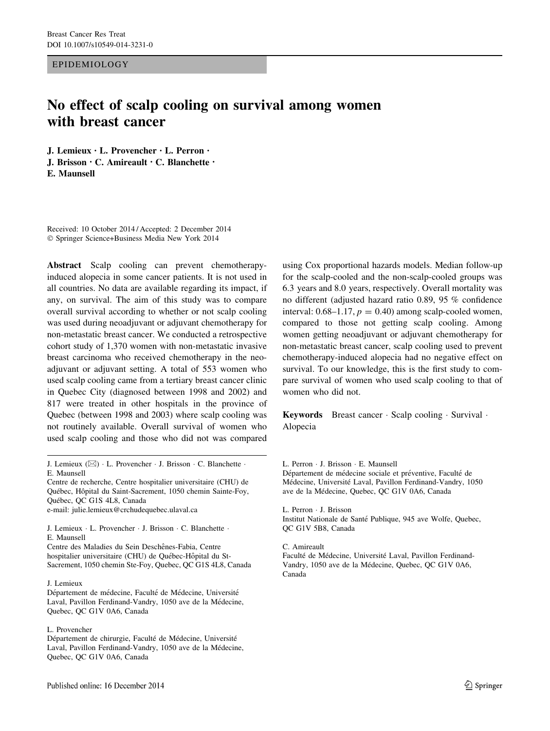EPIDEMIOLOGY

# No effect of scalp cooling on survival among women with breast cancer

**J. Lemieux · L. Provencher · L. Perron · J. Brisson · C. Amireault · C. Blanchette · E. Maunsell**

Received: 10 October 2014 / Accepted: 2 December 2014
© Springer Science+Business Media New York 2014

**Abstract** Scalp cooling can prevent chemotherapy-induced alopecia in some cancer patients. It is not used in all countries. No data are available regarding its impact, if any, on survival. The aim of this study was to compare overall survival according to whether or not scalp cooling was used during neoadjuvant or adjuvant chemotherapy for non-metastatic breast cancer. We conducted a retrospective cohort study of 1,370 women with non-metastatic invasive breast carcinoma who received chemotherapy in the neo-adjuvant or adjuvant setting. A total of 553 women who used scalp cooling came from a tertiary breast cancer clinic in Quebec City (diagnosed between 1998 and 2002) and 817 were treated in other hospitals in the province of Quebec (between 1998 and 2003) where scalp cooling was not routinely available. Overall survival of women who used scalp cooling and those who did not was compared using Cox proportional hazards models. Median follow-up for the scalp-cooled and the non-scalp-cooled groups was 6.3 years and 8.0 years, respectively. Overall mortality was no different (adjusted hazard ratio 0.89, 95 % confidence interval: 0.68–1.17, $p = 0.40$) among scalp-cooled women, compared to those not getting scalp cooling. Among women getting neoadjuvant or adjuvant chemotherapy for non-metastatic breast cancer, scalp cooling used to prevent chemotherapy-induced alopecia had no negative effect on survival. To our knowledge, this is the first study to compare survival of women who used scalp cooling to that of women who did not.

**Keywords** Breast cancer · Scalp cooling · Survival · Alopecia

---

J. Lemieux (✉) · L. Provencher · J. Brisson · C. Blanchette · E. Maunsell
Centre de recherche, Centre hospitalier universitaire (CHU) de Québec, Hôpital du Saint-Sacrement, 1050 chemin Sainte-Foy, Québec, QC G1S 4L8, Canada
e-mail: julie.lemieux@crchudequebec.ulaval.ca

J. Lemieux · L. Provencher · J. Brisson · C. Blanchette · E. Maunsell
Centre des Maladies du Sein Deschênes-Fabia, Centre hospitalier universitaire (CHU) de Québec-Hôpital du St-Sacrement, 1050 chemin Ste-Foy, Quebec, QC G1S 4L8, Canada

J. Lemieux
Département de médecine, Faculté de Médecine, Université Laval, Pavillon Ferdinand-Vandry, 1050 ave de la Médecine, Quebec, QC G1V 0A6, Canada

L. Provencher
Département de chirurgie, Faculté de Médecine, Université Laval, Pavillon Ferdinand-Vandry, 1050 ave de la Médecine, Quebec, QC G1V 0A6, Canada

L. Perron · J. Brisson · E. Maunsell
Département de médecine sociale et préventive, Faculté de Médecine, Université Laval, Pavillon Ferdinand-Vandry, 1050 ave de la Médecine, Quebec, QC G1V 0A6, Canada

L. Perron · J. Brisson
Institut Nationale de Santé Publique, 945 ave Wolfe, Quebec, QC G1V 5B8, Canada

C. Amireault
Faculté de Médecine, Université Laval, Pavillon Ferdinand-Vandry, 1050 ave de la Médecine, Quebec, QC G1V 0A6, Canada

Published online: 16 December 2014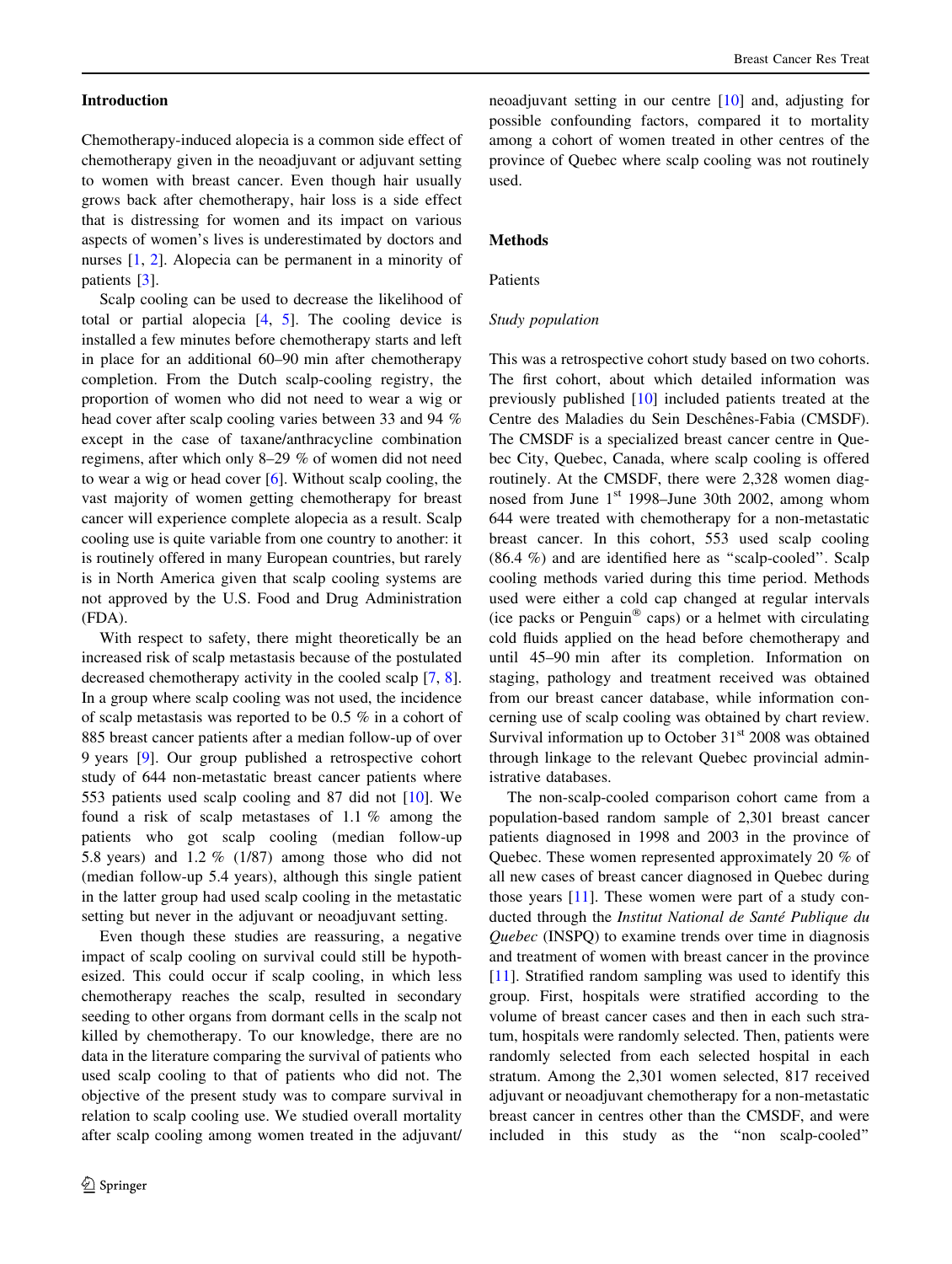## Introduction

Chemotherapy-induced alopecia is a common side effect of chemotherapy given in the neoadjuvant or adjuvant setting to women with breast cancer. Even though hair usually grows back after chemotherapy, hair loss is a side effect that is distressing for women and its impact on various aspects of women's lives is underestimated by doctors and nurses [1, 2]. Alopecia can be permanent in a minority of patients [3].

Scalp cooling can be used to decrease the likelihood of total or partial alopecia [4, 5]. The cooling device is installed a few minutes before chemotherapy starts and left in place for an additional 60–90 min after chemotherapy completion. From the Dutch scalp-cooling registry, the proportion of women who did not need to wear a wig or head cover after scalp cooling varies between 33 and 94 % except in the case of taxane/anthracycline combination regimens, after which only 8–29 % of women did not need to wear a wig or head cover [6]. Without scalp cooling, the vast majority of women getting chemotherapy for breast cancer will experience complete alopecia as a result. Scalp cooling use is quite variable from one country to another: it is routinely offered in many European countries, but rarely is in North America given that scalp cooling systems are not approved by the U.S. Food and Drug Administration (FDA).

With respect to safety, there might theoretically be an increased risk of scalp metastasis because of the postulated decreased chemotherapy activity in the cooled scalp [7, 8]. In a group where scalp cooling was not used, the incidence of scalp metastasis was reported to be 0.5 % in a cohort of 885 breast cancer patients after a median follow-up of over 9 years [9]. Our group published a retrospective cohort study of 644 non-metastatic breast cancer patients where 553 patients used scalp cooling and 87 did not [10]. We found a risk of scalp metastases of 1.1 % among the patients who got scalp cooling (median follow-up 5.8 years) and 1.2 % (1/87) among those who did not (median follow-up 5.4 years), although this single patient in the latter group had used scalp cooling in the metastatic setting but never in the adjuvant or neoadjuvant setting.

Even though these studies are reassuring, a negative impact of scalp cooling on survival could still be hypothesized. This could occur if scalp cooling, in which less chemotherapy reaches the scalp, resulted in secondary seeding to other organs from dormant cells in the scalp not killed by chemotherapy. To our knowledge, there are no data in the literature comparing the survival of patients who used scalp cooling to that of patients who did not. The objective of the present study was to compare survival in relation to scalp cooling use. We studied overall mortality after scalp cooling among women treated in the adjuvant/neoadjuvant setting in our centre [10] and, adjusting for possible confounding factors, compared it to mortality among a cohort of women treated in other centres of the province of Quebec where scalp cooling was not routinely used.

## Methods

### Patients

#### *Study population*

This was a retrospective cohort study based on two cohorts. The first cohort, about which detailed information was previously published [10] included patients treated at the Centre des Maladies du Sein Deschênes-Fabia (CMSDF). The CMSDF is a specialized breast cancer centre in Quebec City, Quebec, Canada, where scalp cooling is offered routinely. At the CMSDF, there were 2,328 women diagnosed from June 1st 1998–June 30th 2002, among whom 644 were treated with chemotherapy for a non-metastatic breast cancer. In this cohort, 553 used scalp cooling (86.4 %) and are identified here as "scalp-cooled". Scalp cooling methods varied during this time period. Methods used were either a cold cap changed at regular intervals (ice packs or Penguin® caps) or a helmet with circulating cold fluids applied on the head before chemotherapy and until 45–90 min after its completion. Information on staging, pathology and treatment received was obtained from our breast cancer database, while information concerning use of scalp cooling was obtained by chart review. Survival information up to October 31st 2008 was obtained through linkage to the relevant Quebec provincial administrative databases.

The non-scalp-cooled comparison cohort came from a population-based random sample of 2,301 breast cancer patients diagnosed in 1998 and 2003 in the province of Quebec. These women represented approximately 20 % of all new cases of breast cancer diagnosed in Quebec during those years [11]. These women were part of a study conducted through the *Institut National de Santé Publique du Quebec* (INSPQ) to examine trends over time in diagnosis and treatment of women with breast cancer in the province [11]. Stratified random sampling was used to identify this group. First, hospitals were stratified according to the volume of breast cancer cases and then in each such stratum, hospitals were randomly selected. Then, patients were randomly selected from each selected hospital in each stratum. Among the 2,301 women selected, 817 received adjuvant or neoadjuvant chemotherapy for a non-metastatic breast cancer in centres other than the CMSDF, and were included in this study as the "non scalp-cooled"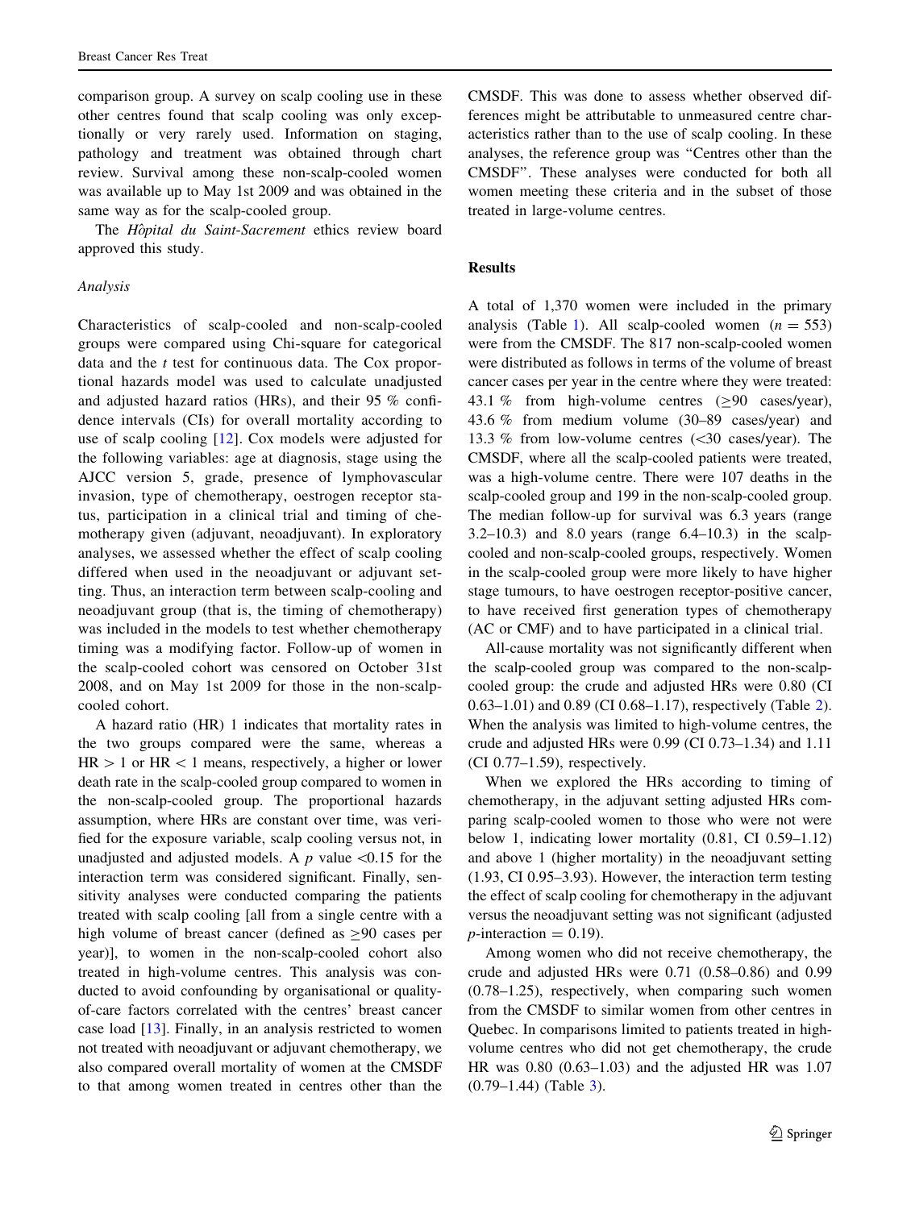comparison group. A survey on scalp cooling use in these other centres found that scalp cooling was only exceptionally or very rarely used. Information on staging, pathology and treatment was obtained through chart review. Survival among these non-scalp-cooled women was available up to May 1st 2009 and was obtained in the same way as for the scalp-cooled group.

The *Hôpital du Saint-Sacrement* ethics review board approved this study.

### Analysis

Characteristics of scalp-cooled and non-scalp-cooled groups were compared using Chi-square for categorical data and the *t* test for continuous data. The Cox proportional hazards model was used to calculate unadjusted and adjusted hazard ratios (HRs), and their 95 % confidence intervals (CIs) for overall mortality according to use of scalp cooling [12]. Cox models were adjusted for the following variables: age at diagnosis, stage using the AJCC version 5, grade, presence of lymphovascular invasion, type of chemotherapy, oestrogen receptor status, participation in a clinical trial and timing of chemotherapy given (adjuvant, neoadjuvant). In exploratory analyses, we assessed whether the effect of scalp cooling differed when used in the neoadjuvant or adjuvant setting. Thus, an interaction term between scalp-cooling and neoadjuvant group (that is, the timing of chemotherapy) was included in the models to test whether chemotherapy timing was a modifying factor. Follow-up of women in the scalp-cooled cohort was censored on October 31st 2008, and on May 1st 2009 for those in the non-scalp-cooled cohort.

A hazard ratio (HR) 1 indicates that mortality rates in the two groups compared were the same, whereas a $HR > 1$ or $HR < 1$ means, respectively, a higher or lower death rate in the scalp-cooled group compared to women in the non-scalp-cooled group. The proportional hazards assumption, where HRs are constant over time, was verified for the exposure variable, scalp cooling versus not, in unadjusted and adjusted models. A $p$ value $<0.15$ for the interaction term was considered significant. Finally, sensitivity analyses were conducted comparing the patients treated with scalp cooling [all from a single centre with a high volume of breast cancer (defined as $\geq$90 cases per year)], to women in the non-scalp-cooled cohort also treated in high-volume centres. This analysis was conducted to avoid confounding by organisational or quality-of-care factors correlated with the centres' breast cancer case load [13]. Finally, in an analysis restricted to women not treated with neoadjuvant or adjuvant chemotherapy, we also compared overall mortality of women at the CMSDF to that among women treated in centres other than the CMSDF. This was done to assess whether observed differences might be attributable to unmeasured centre characteristics rather than to the use of scalp cooling. In these analyses, the reference group was "Centres other than the CMSDF". These analyses were conducted for both all women meeting these criteria and in the subset of those treated in large-volume centres.

## Results

A total of 1,370 women were included in the primary analysis (Table 1). All scalp-cooled women ($n = 553$) were from the CMSDF. The 817 non-scalp-cooled women were distributed as follows in terms of the volume of breast cancer cases per year in the centre where they were treated: 43.1 % from high-volume centres ($\geq$90 cases/year), 43.6 % from medium volume (30–89 cases/year) and 13.3 % from low-volume centres (<30 cases/year). The CMSDF, where all the scalp-cooled patients were treated, was a high-volume centre. There were 107 deaths in the scalp-cooled group and 199 in the non-scalp-cooled group. The median follow-up for survival was 6.3 years (range 3.2–10.3) and 8.0 years (range 6.4–10.3) in the scalp-cooled and non-scalp-cooled groups, respectively. Women in the scalp-cooled group were more likely to have higher stage tumours, to have oestrogen receptor-positive cancer, to have received first generation types of chemotherapy (AC or CMF) and to have participated in a clinical trial.

All-cause mortality was not significantly different when the scalp-cooled group was compared to the non-scalp-cooled group: the crude and adjusted HRs were 0.80 (CI 0.63–1.01) and 0.89 (CI 0.68–1.17), respectively (Table 2). When the analysis was limited to high-volume centres, the crude and adjusted HRs were 0.99 (CI 0.73–1.34) and 1.11 (CI 0.77–1.59), respectively.

When we explored the HRs according to timing of chemotherapy, in the adjuvant setting adjusted HRs comparing scalp-cooled women to those who were not were below 1, indicating lower mortality (0.81, CI 0.59–1.12) and above 1 (higher mortality) in the neoadjuvant setting (1.93, CI 0.95–3.93). However, the interaction term testing the effect of scalp cooling for chemotherapy in the adjuvant versus the neoadjuvant setting was not significant (adjusted $p$-interaction = 0.19).

Among women who did not receive chemotherapy, the crude and adjusted HRs were 0.71 (0.58–0.86) and 0.99 (0.78–1.25), respectively, when comparing such women from the CMSDF to similar women from other centres in Quebec. In comparisons limited to patients treated in high-volume centres who did not get chemotherapy, the crude HR was 0.80 (0.63–1.03) and the adjusted HR was 1.07 (0.79–1.44) (Table 3).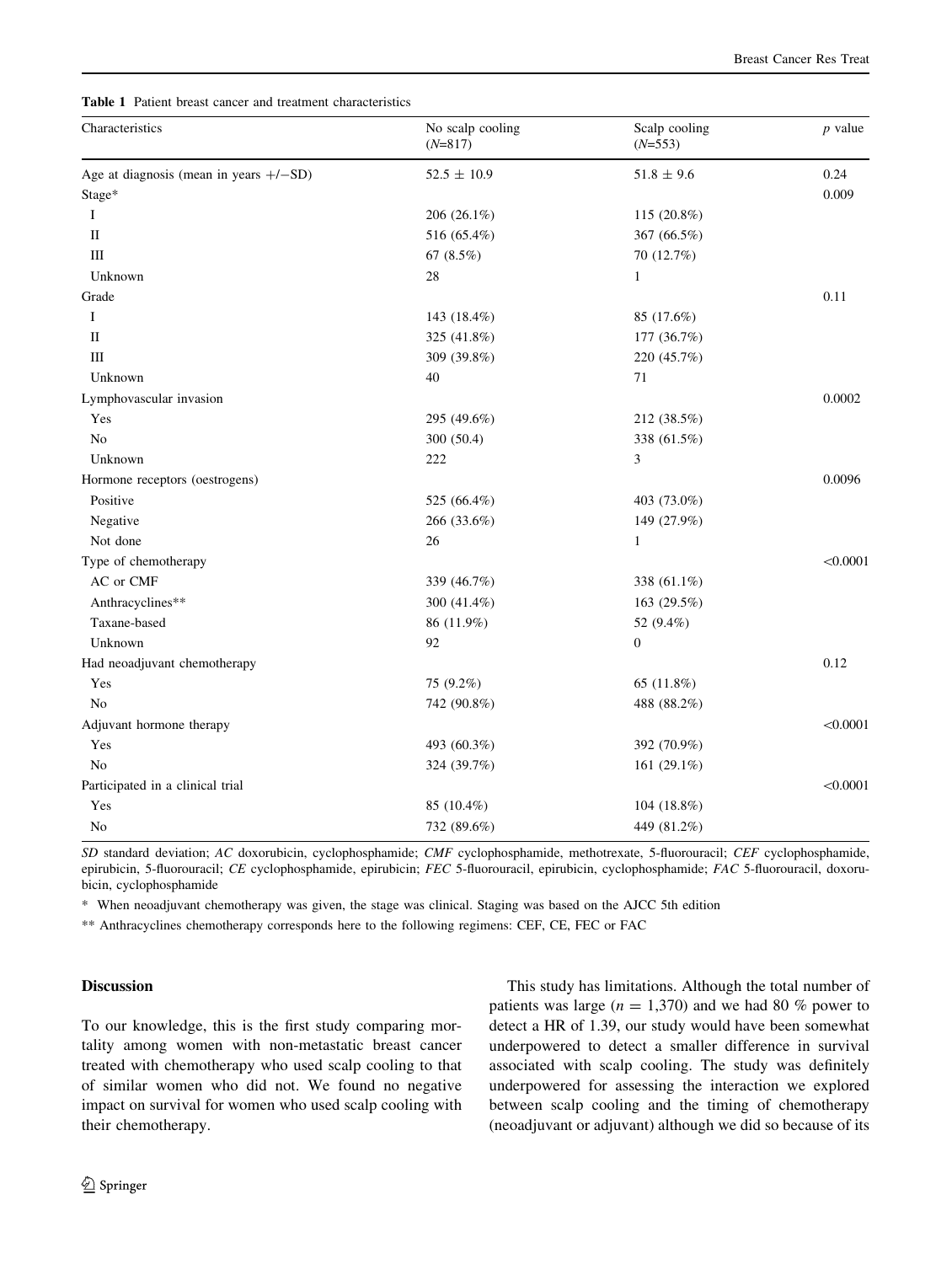**Table 1** Patient breast cancer and treatment characteristics

| Characteristics | No scalp cooling ($N$=817) | Scalp cooling ($N$=553) | $p$ value |
|---|---|---|---|
| Age at diagnosis (mean in years +/−SD) | 52.5 ± 10.9 | 51.8 ± 9.6 | 0.24 |
| Stage* | | | 0.009 |
| I | 206 (26.1%) | 115 (20.8%) | |
| II | 516 (65.4%) | 367 (66.5%) | |
| III | 67 (8.5%) | 70 (12.7%) | |
| Unknown | 28 | 1 | |
| Grade | | | 0.11 |
| I | 143 (18.4%) | 85 (17.6%) | |
| II | 325 (41.8%) | 177 (36.7%) | |
| III | 309 (39.8%) | 220 (45.7%) | |
| Unknown | 40 | 71 | |
| Lymphovascular invasion | | | 0.0002 |
| Yes | 295 (49.6%) | 212 (38.5%) | |
| No | 300 (50.4) | 338 (61.5%) | |
| Unknown | 222 | 3 | |
| Hormone receptors (oestrogens) | | | 0.0096 |
| Positive | 525 (66.4%) | 403 (73.0%) | |
| Negative | 266 (33.6%) | 149 (27.9%) | |
| Not done | 26 | 1 | |
| Type of chemotherapy | | | <0.0001 |
| AC or CMF | 339 (46.7%) | 338 (61.1%) | |
| Anthracyclines** | 300 (41.4%) | 163 (29.5%) | |
| Taxane-based | 86 (11.9%) | 52 (9.4%) | |
| Unknown | 92 | 0 | |
| Had neoadjuvant chemotherapy | | | 0.12 |
| Yes | 75 (9.2%) | 65 (11.8%) | |
| No | 742 (90.8%) | 488 (88.2%) | |
| Adjuvant hormone therapy | | | <0.0001 |
| Yes | 493 (60.3%) | 392 (70.9%) | |
| No | 324 (39.7%) | 161 (29.1%) | |
| Participated in a clinical trial | | | <0.0001 |
| Yes | 85 (10.4%) | 104 (18.8%) | |
| No | 732 (89.6%) | 449 (81.2%) | |

*SD* standard deviation; *AC* doxorubicin, cyclophosphamide; *CMF* cyclophosphamide, methotrexate, 5-fluorouracil; *CEF* cyclophosphamide, epirubicin, 5-fluorouracil; *CE* cyclophosphamide, epirubicin; *FEC* 5-fluorouracil, epirubicin, cyclophosphamide; *FAC* 5-fluorouracil, doxorubicin, cyclophosphamide

* When neoadjuvant chemotherapy was given, the stage was clinical. Staging was based on the AJCC 5th edition

** Anthracyclines chemotherapy corresponds here to the following regimens: CEF, CE, FEC or FAC

## Discussion

To our knowledge, this is the first study comparing mortality among women with non-metastatic breast cancer treated with chemotherapy who used scalp cooling to that of similar women who did not. We found no negative impact on survival for women who used scalp cooling with their chemotherapy.

This study has limitations. Although the total number of patients was large ($n$ = 1,370) and we had 80 % power to detect a HR of 1.39, our study would have been somewhat underpowered to detect a smaller difference in survival associated with scalp cooling. The study was definitely underpowered for assessing the interaction we explored between scalp cooling and the timing of chemotherapy (neoadjuvant or adjuvant) although we did so because of its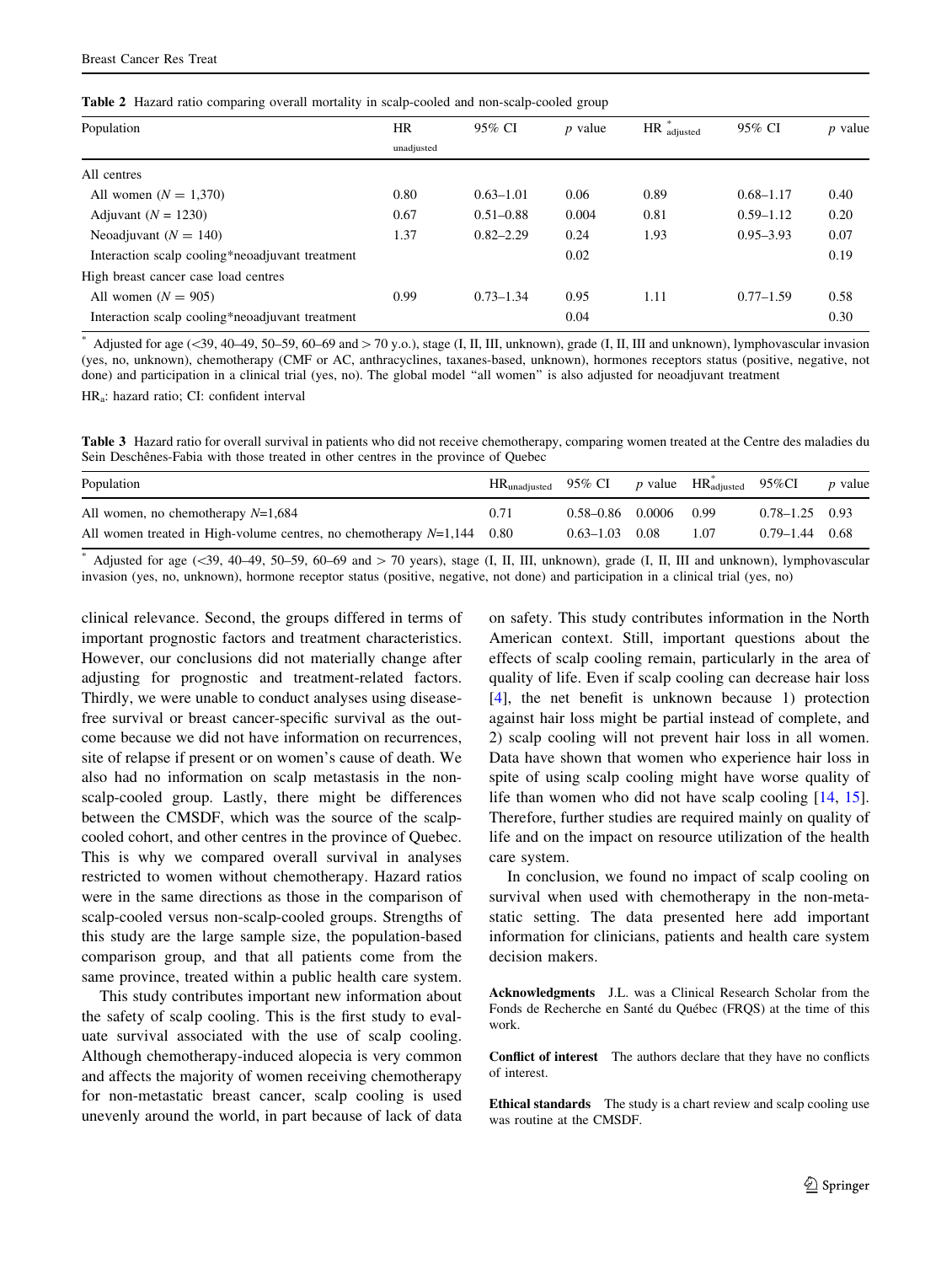**Table 2** Hazard ratio comparing overall mortality in scalp-cooled and non-scalp-cooled group

| Population | HR unadjusted | 95% CI | *p* value | HR $^{*}_{adjusted}$ | 95% CI | *p* value |
|---|---|---|---|---|---|---|
| All centres | | | | | | |
| All women ($N$ = 1,370) | 0.80 | 0.63–1.01 | 0.06 | 0.89 | 0.68–1.17 | 0.40 |
| Adjuvant ($N$ = 1230) | 0.67 | 0.51–0.88 | 0.004 | 0.81 | 0.59–1.12 | 0.20 |
| Neoadjuvant ($N$ = 140) | 1.37 | 0.82–2.29 | 0.24 | 1.93 | 0.95–3.93 | 0.07 |
| Interaction scalp cooling*neoadjuvant treatment | | | 0.02 | | | 0.19 |
| High breast cancer case load centres | | | | | | |
| All women ($N$ = 905) | 0.99 | 0.73–1.34 | 0.95 | 1.11 | 0.77–1.59 | 0.58 |
| Interaction scalp cooling*neoadjuvant treatment | | | 0.04 | | | 0.30 |

\* Adjusted for age (<39, 40–49, 50–59, 60–69 and > 70 y.o.), stage (I, II, III, unknown), grade (I, II, III and unknown), lymphovascular invasion (yes, no, unknown), chemotherapy (CMF or AC, anthracyclines, taxanes-based, unknown), hormones receptors status (positive, negative, not done) and participation in a clinical trial (yes, no). The global model "all women" is also adjusted for neoadjuvant treatment

$HR_a$: hazard ratio; CI: confident interval

**Table 3** Hazard ratio for overall survival in patients who did not receive chemotherapy, comparing women treated at the Centre des maladies du Sein Deschênes-Fabia with those treated in other centres in the province of Quebec

| Population | $HR_{unadjusted}$ | 95% CI | *p* value | $HR^{*}_{adjusted}$ | 95%CI | *p* value |
|---|---|---|---|---|---|---|
| All women, no chemotherapy $N$=1,684 | 0.71 | 0.58–0.86 | 0.0006 | 0.99 | 0.78–1.25 | 0.93 |
| All women treated in High-volume centres, no chemotherapy $N$=1,144 | 0.80 | 0.63–1.03 | 0.08 | 1.07 | 0.79–1.44 | 0.68 |

\* Adjusted for age (<39, 40–49, 50–59, 60–69 and > 70 years), stage (I, II, III, unknown), grade (I, II, III and unknown), lymphovascular invasion (yes, no, unknown), hormone receptor status (positive, negative, not done) and participation in a clinical trial (yes, no)

clinical relevance. Second, the groups differed in terms of important prognostic factors and treatment characteristics. However, our conclusions did not materially change after adjusting for prognostic and treatment-related factors. Thirdly, we were unable to conduct analyses using disease-free survival or breast cancer-specific survival as the outcome because we did not have information on recurrences, site of relapse if present or on women's cause of death. We also had no information on scalp metastasis in the non-scalp-cooled group. Lastly, there might be differences between the CMSDF, which was the source of the scalp-cooled cohort, and other centres in the province of Quebec. This is why we compared overall survival in analyses restricted to women without chemotherapy. Hazard ratios were in the same directions as those in the comparison of scalp-cooled versus non-scalp-cooled groups. Strengths of this study are the large sample size, the population-based comparison group, and that all patients come from the same province, treated within a public health care system.

This study contributes important new information about the safety of scalp cooling. This is the first study to evaluate survival associated with the use of scalp cooling. Although chemotherapy-induced alopecia is very common and affects the majority of women receiving chemotherapy for non-metastatic breast cancer, scalp cooling is used unevenly around the world, in part because of lack of data on safety. This study contributes information in the North American context. Still, important questions about the effects of scalp cooling remain, particularly in the area of quality of life. Even if scalp cooling can decrease hair loss [4], the net benefit is unknown because 1) protection against hair loss might be partial instead of complete, and 2) scalp cooling will not prevent hair loss in all women. Data have shown that women who experience hair loss in spite of using scalp cooling might have worse quality of life than women who did not have scalp cooling [14, 15]. Therefore, further studies are required mainly on quality of life and on the impact on resource utilization of the health care system.

In conclusion, we found no impact of scalp cooling on survival when used with chemotherapy in the non-metastatic setting. The data presented here add important information for clinicians, patients and health care system decision makers.

**Acknowledgments** J.L. was a Clinical Research Scholar from the Fonds de Recherche en Santé du Québec (FRQS) at the time of this work.

**Conflict of interest** The authors declare that they have no conflicts of interest.

**Ethical standards** The study is a chart review and scalp cooling use was routine at the CMSDF.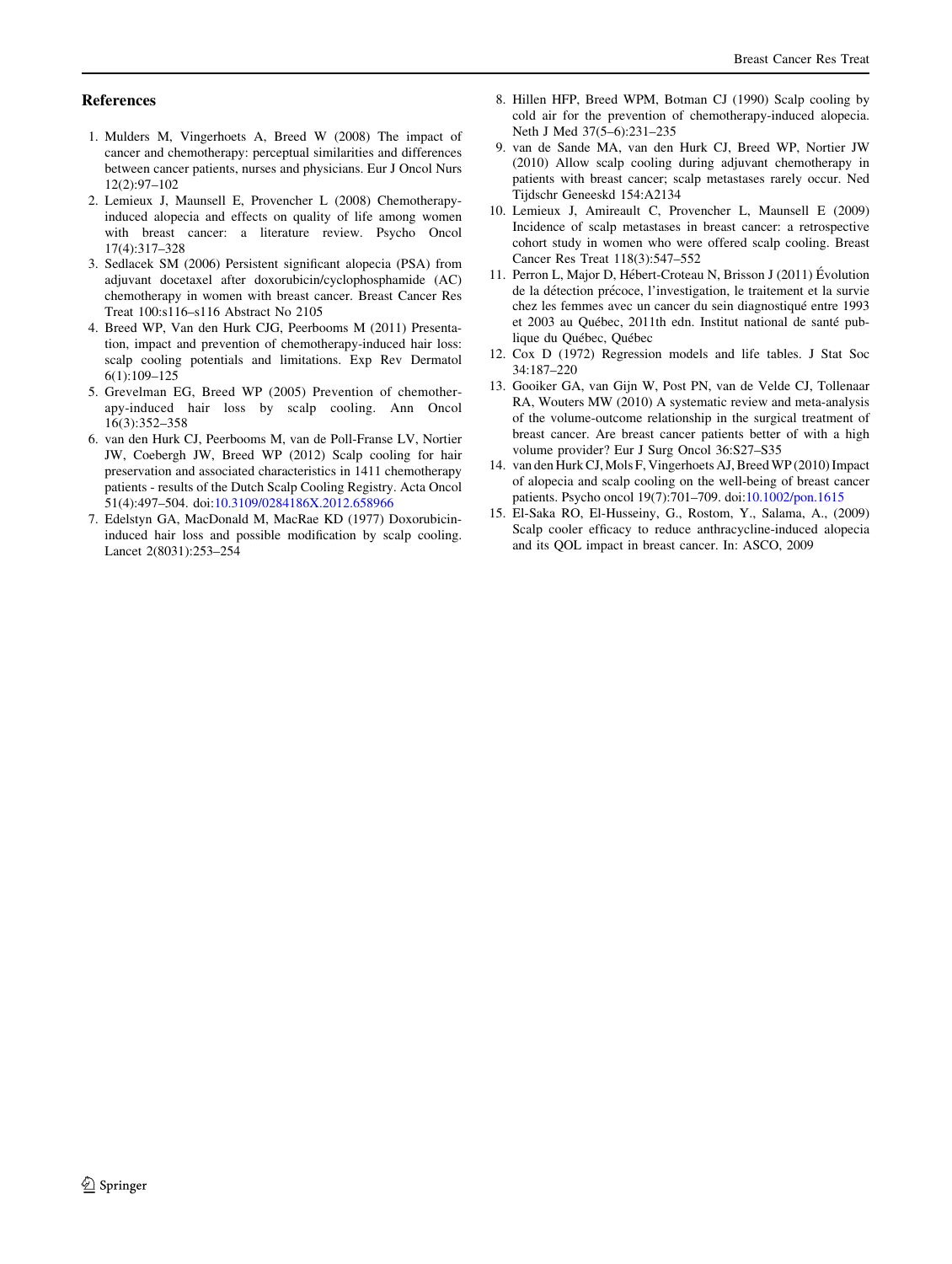## References

1. Mulders M, Vingerhoets A, Breed W (2008) The impact of cancer and chemotherapy: perceptual similarities and differences between cancer patients, nurses and physicians. Eur J Oncol Nurs 12(2):97–102
2. Lemieux J, Maunsell E, Provencher L (2008) Chemotherapy-induced alopecia and effects on quality of life among women with breast cancer: a literature review. Psycho Oncol 17(4):317–328
3. Sedlacek SM (2006) Persistent significant alopecia (PSA) from adjuvant docetaxel after doxorubicin/cyclophosphamide (AC) chemotherapy in women with breast cancer. Breast Cancer Res Treat 100:s116–s116 Abstract No 2105
4. Breed WP, Van den Hurk CJG, Peerbooms M (2011) Presentation, impact and prevention of chemotherapy-induced hair loss: scalp cooling potentials and limitations. Exp Rev Dermatol 6(1):109–125
5. Grevelman EG, Breed WP (2005) Prevention of chemotherapy-induced hair loss by scalp cooling. Ann Oncol 16(3):352–358
6. van den Hurk CJ, Peerbooms M, van de Poll-Franse LV, Nortier JW, Coebergh JW, Breed WP (2012) Scalp cooling for hair preservation and associated characteristics in 1411 chemotherapy patients - results of the Dutch Scalp Cooling Registry. Acta Oncol 51(4):497–504. doi:10.3109/0284186X.2012.658966
7. Edelstyn GA, MacDonald M, MacRae KD (1977) Doxorubicin-induced hair loss and possible modification by scalp cooling. Lancet 2(8031):253–254
8. Hillen HFP, Breed WPM, Botman CJ (1990) Scalp cooling by cold air for the prevention of chemotherapy-induced alopecia. Neth J Med 37(5–6):231–235
9. van de Sande MA, van den Hurk CJ, Breed WP, Nortier JW (2010) Allow scalp cooling during adjuvant chemotherapy in patients with breast cancer; scalp metastases rarely occur. Ned Tijdschr Geneeskd 154:A2134
10. Lemieux J, Amireault C, Provencher L, Maunsell E (2009) Incidence of scalp metastases in breast cancer: a retrospective cohort study in women who were offered scalp cooling. Breast Cancer Res Treat 118(3):547–552
11. Perron L, Major D, Hébert-Croteau N, Brisson J (2011) Évolution de la détection précoce, l'investigation, le traitement et la survie chez les femmes avec un cancer du sein diagnostiqué entre 1993 et 2003 au Québec, 2011th edn. Institut national de santé publique du Québec, Québec
12. Cox D (1972) Regression models and life tables. J Stat Soc 34:187–220
13. Gooiker GA, van Gijn W, Post PN, van de Velde CJ, Tollenaar RA, Wouters MW (2010) A systematic review and meta-analysis of the volume-outcome relationship in the surgical treatment of breast cancer. Are breast cancer patients better of with a high volume provider? Eur J Surg Oncol 36:S27–S35
14. van den Hurk CJ, Mols F, Vingerhoets AJ, Breed WP (2010) Impact of alopecia and scalp cooling on the well-being of breast cancer patients. Psycho oncol 19(7):701–709. doi:10.1002/pon.1615
15. El-Saka RO, El-Husseiny, G., Rostom, Y., Salama, A., (2009) Scalp cooler efficacy to reduce anthracycline-induced alopecia and its QOL impact in breast cancer. In: ASCO, 2009